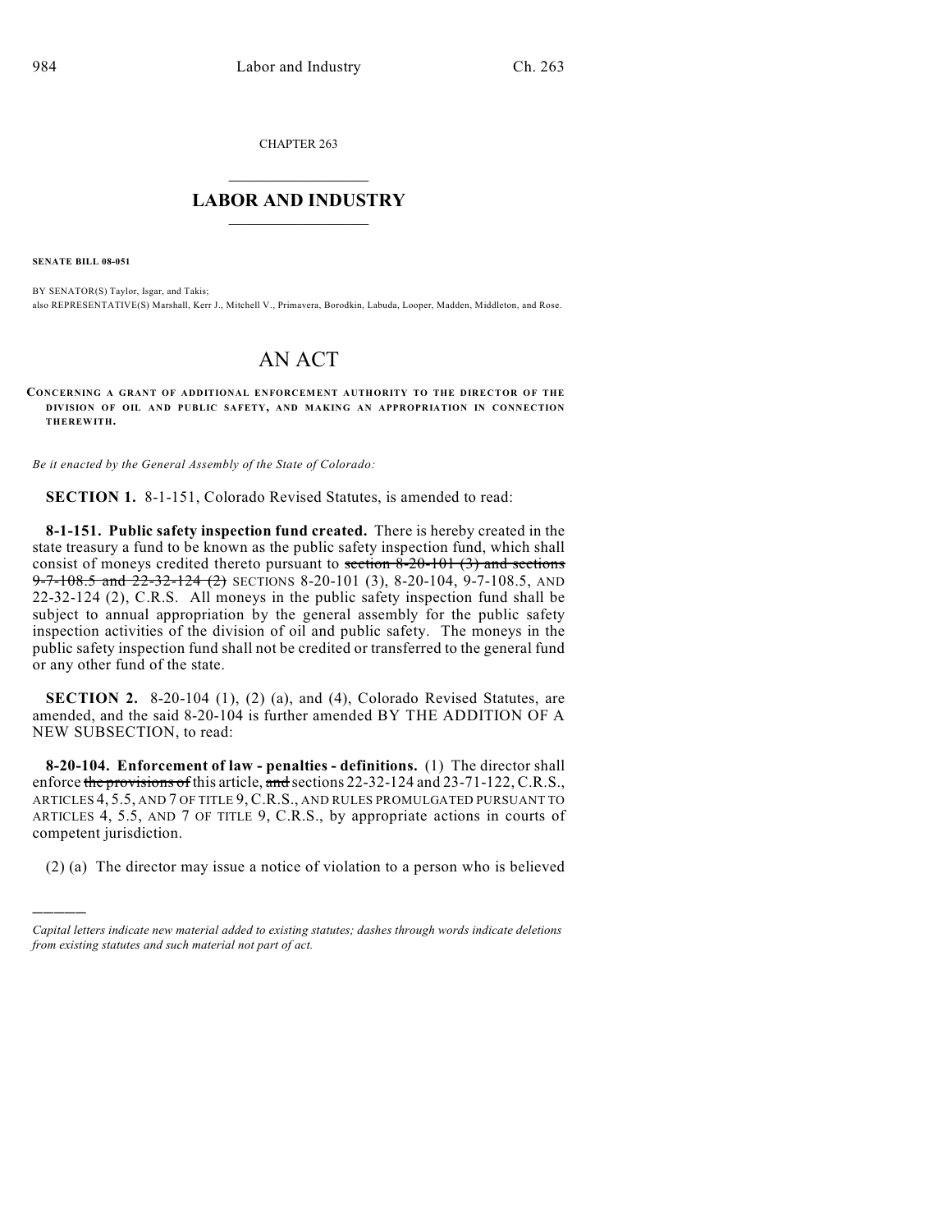CHAPTER 263

# LABOR AND INDUSTRY

**SENATE BILL 08-051**

BY SENATOR(S) Taylor, Isgar, and Takis;
also REPRESENTATIVE(S) Marshall, Kerr J., Mitchell V., Primavera, Borodkin, Labuda, Looper, Madden, Middleton, and Rose.

# AN ACT

**CONCERNING A GRANT OF ADDITIONAL ENFORCEMENT AUTHORITY TO THE DIRECTOR OF THE DIVISION OF OIL AND PUBLIC SAFETY, AND MAKING AN APPROPRIATION IN CONNECTION THEREWITH.**

*Be it enacted by the General Assembly of the State of Colorado:*

**SECTION 1.** 8-1-151, Colorado Revised Statutes, is amended to read:

**8-1-151. Public safety inspection fund created.** There is hereby created in the state treasury a fund to be known as the public safety inspection fund, which shall consist of moneys credited thereto pursuant to ~~section 8-20-101 (3) and sections 9-7-108.5 and 22-32-124 (2)~~ SECTIONS 8-20-101 (3), 8-20-104, 9-7-108.5, AND 22-32-124 (2), C.R.S. All moneys in the public safety inspection fund shall be subject to annual appropriation by the general assembly for the public safety inspection activities of the division of oil and public safety. The moneys in the public safety inspection fund shall not be credited or transferred to the general fund or any other fund of the state.

**SECTION 2.** 8-20-104 (1), (2) (a), and (4), Colorado Revised Statutes, are amended, and the said 8-20-104 is further amended BY THE ADDITION OF A NEW SUBSECTION, to read:

**8-20-104. Enforcement of law - penalties - definitions.** (1) The director shall enforce ~~the provisions of~~ this article, ~~and~~ sections 22-32-124 and 23-71-122, C.R.S., ARTICLES 4, 5.5, AND 7 OF TITLE 9, C.R.S., AND RULES PROMULGATED PURSUANT TO ARTICLES 4, 5.5, AND 7 OF TITLE 9, C.R.S., by appropriate actions in courts of competent jurisdiction.

(2) (a) The director may issue a notice of violation to a person who is believed

---

*Capital letters indicate new material added to existing statutes; dashes through words indicate deletions from existing statutes and such material not part of act.*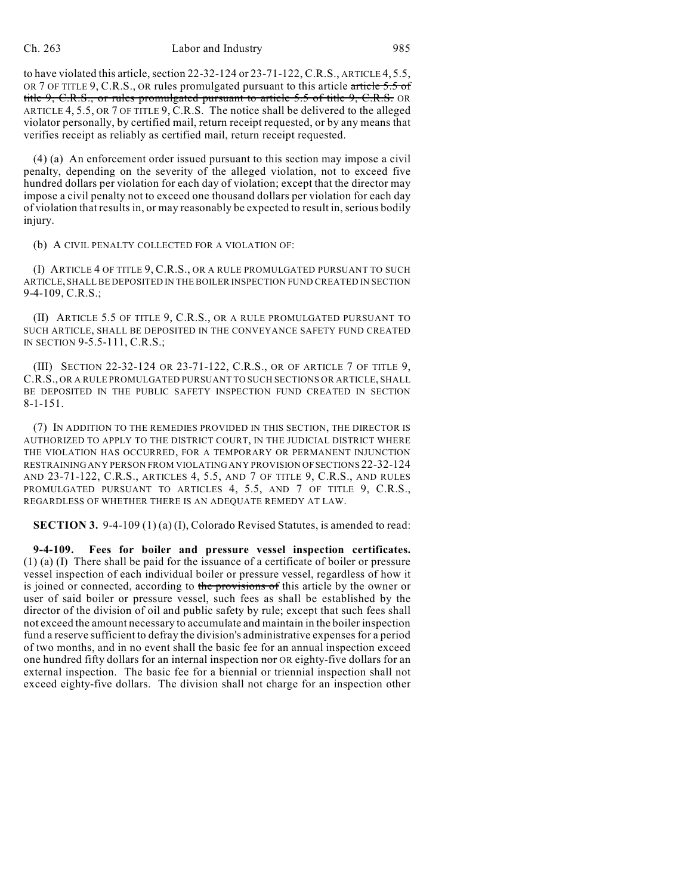to have violated this article, section 22-32-124 or 23-71-122, C.R.S., ARTICLE 4, 5.5, OR 7 OF TITLE 9, C.R.S., OR rules promulgated pursuant to this article ~~article 5.5 of title 9, C.R.S., or rules promulgated pursuant to article 5.5 of title 9, C.R.S.~~ OR ARTICLE 4, 5.5, OR 7 OF TITLE 9, C.R.S. The notice shall be delivered to the alleged violator personally, by certified mail, return receipt requested, or by any means that verifies receipt as reliably as certified mail, return receipt requested.

(4) (a) An enforcement order issued pursuant to this section may impose a civil penalty, depending on the severity of the alleged violation, not to exceed five hundred dollars per violation for each day of violation; except that the director may impose a civil penalty not to exceed one thousand dollars per violation for each day of violation that results in, or may reasonably be expected to result in, serious bodily injury.

(b) A CIVIL PENALTY COLLECTED FOR A VIOLATION OF:

(I) ARTICLE 4 OF TITLE 9, C.R.S., OR A RULE PROMULGATED PURSUANT TO SUCH ARTICLE, SHALL BE DEPOSITED IN THE BOILER INSPECTION FUND CREATED IN SECTION 9-4-109, C.R.S.;

(II) ARTICLE 5.5 OF TITLE 9, C.R.S., OR A RULE PROMULGATED PURSUANT TO SUCH ARTICLE, SHALL BE DEPOSITED IN THE CONVEYANCE SAFETY FUND CREATED IN SECTION 9-5.5-111, C.R.S.;

(III) SECTION 22-32-124 OR 23-71-122, C.R.S., OR OF ARTICLE 7 OF TITLE 9, C.R.S., OR A RULE PROMULGATED PURSUANT TO SUCH SECTIONS OR ARTICLE, SHALL BE DEPOSITED IN THE PUBLIC SAFETY INSPECTION FUND CREATED IN SECTION 8-1-151.

(7) IN ADDITION TO THE REMEDIES PROVIDED IN THIS SECTION, THE DIRECTOR IS AUTHORIZED TO APPLY TO THE DISTRICT COURT, IN THE JUDICIAL DISTRICT WHERE THE VIOLATION HAS OCCURRED, FOR A TEMPORARY OR PERMANENT INJUNCTION RESTRAINING ANY PERSON FROM VIOLATING ANY PROVISION OF SECTIONS 22-32-124 AND 23-71-122, C.R.S., ARTICLES 4, 5.5, AND 7 OF TITLE 9, C.R.S., AND RULES PROMULGATED PURSUANT TO ARTICLES 4, 5.5, AND 7 OF TITLE 9, C.R.S., REGARDLESS OF WHETHER THERE IS AN ADEQUATE REMEDY AT LAW.

**SECTION 3.** 9-4-109 (1) (a) (I), Colorado Revised Statutes, is amended to read:

**9-4-109. Fees for boiler and pressure vessel inspection certificates.** (1) (a) (I) There shall be paid for the issuance of a certificate of boiler or pressure vessel inspection of each individual boiler or pressure vessel, regardless of how it is joined or connected, according to ~~the provisions of~~ this article by the owner or user of said boiler or pressure vessel, such fees as shall be established by the director of the division of oil and public safety by rule; except that such fees shall not exceed the amount necessary to accumulate and maintain in the boiler inspection fund a reserve sufficient to defray the division's administrative expenses for a period of two months, and in no event shall the basic fee for an annual inspection exceed one hundred fifty dollars for an internal inspection ~~nor~~ OR eighty-five dollars for an external inspection. The basic fee for a biennial or triennial inspection shall not exceed eighty-five dollars. The division shall not charge for an inspection other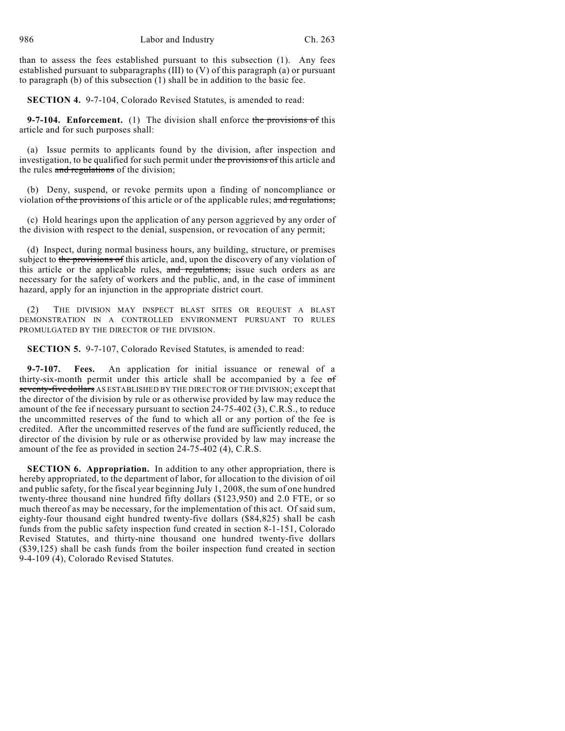than to assess the fees established pursuant to this subsection (1). Any fees established pursuant to subparagraphs (III) to (V) of this paragraph (a) or pursuant to paragraph (b) of this subsection (1) shall be in addition to the basic fee.

**SECTION 4.** 9-7-104, Colorado Revised Statutes, is amended to read:

**9-7-104. Enforcement.** (1) The division shall enforce ~~the provisions of~~ this article and for such purposes shall:

(a) Issue permits to applicants found by the division, after inspection and investigation, to be qualified for such permit under ~~the provisions of~~ this article and the rules ~~and regulations~~ of the division;

(b) Deny, suspend, or revoke permits upon a finding of noncompliance or violation ~~of the provisions~~ of this article or of the applicable rules; ~~and regulations;~~

(c) Hold hearings upon the application of any person aggrieved by any order of the division with respect to the denial, suspension, or revocation of any permit;

(d) Inspect, during normal business hours, any building, structure, or premises subject to ~~the provisions of~~ this article, and, upon the discovery of any violation of this article or the applicable rules, ~~and regulations,~~ issue such orders as are necessary for the safety of workers and the public, and, in the case of imminent hazard, apply for an injunction in the appropriate district court.

(2) THE DIVISION MAY INSPECT BLAST SITES OR REQUEST A BLAST DEMONSTRATION IN A CONTROLLED ENVIRONMENT PURSUANT TO RULES PROMULGATED BY THE DIRECTOR OF THE DIVISION.

**SECTION 5.** 9-7-107, Colorado Revised Statutes, is amended to read:

**9-7-107. Fees.** An application for initial issuance or renewal of a thirty-six-month permit under this article shall be accompanied by a fee ~~of seventy-five dollars~~ AS ESTABLISHED BY THE DIRECTOR OF THE DIVISION; except that the director of the division by rule or as otherwise provided by law may reduce the amount of the fee if necessary pursuant to section 24-75-402 (3), C.R.S., to reduce the uncommitted reserves of the fund to which all or any portion of the fee is credited. After the uncommitted reserves of the fund are sufficiently reduced, the director of the division by rule or as otherwise provided by law may increase the amount of the fee as provided in section 24-75-402 (4), C.R.S.

**SECTION 6. Appropriation.** In addition to any other appropriation, there is hereby appropriated, to the department of labor, for allocation to the division of oil and public safety, for the fiscal year beginning July 1, 2008, the sum of one hundred twenty-three thousand nine hundred fifty dollars ($123,950) and 2.0 FTE, or so much thereof as may be necessary, for the implementation of this act. Of said sum, eighty-four thousand eight hundred twenty-five dollars ($84,825) shall be cash funds from the public safety inspection fund created in section 8-1-151, Colorado Revised Statutes, and thirty-nine thousand one hundred twenty-five dollars ($39,125) shall be cash funds from the boiler inspection fund created in section 9-4-109 (4), Colorado Revised Statutes.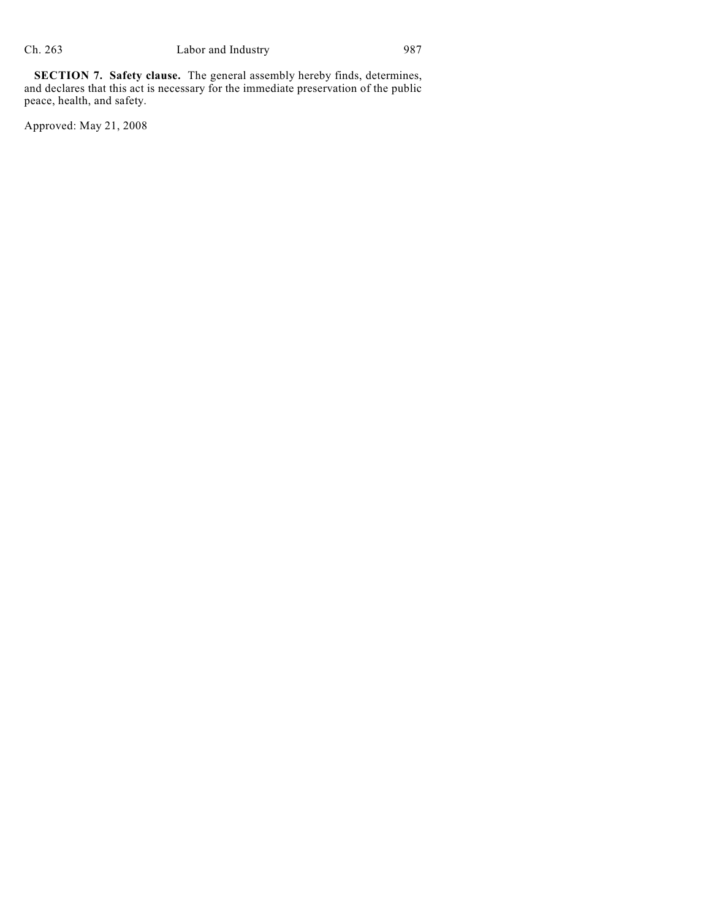**SECTION 7. Safety clause.** The general assembly hereby finds, determines, and declares that this act is necessary for the immediate preservation of the public peace, health, and safety.

Approved: May 21, 2008